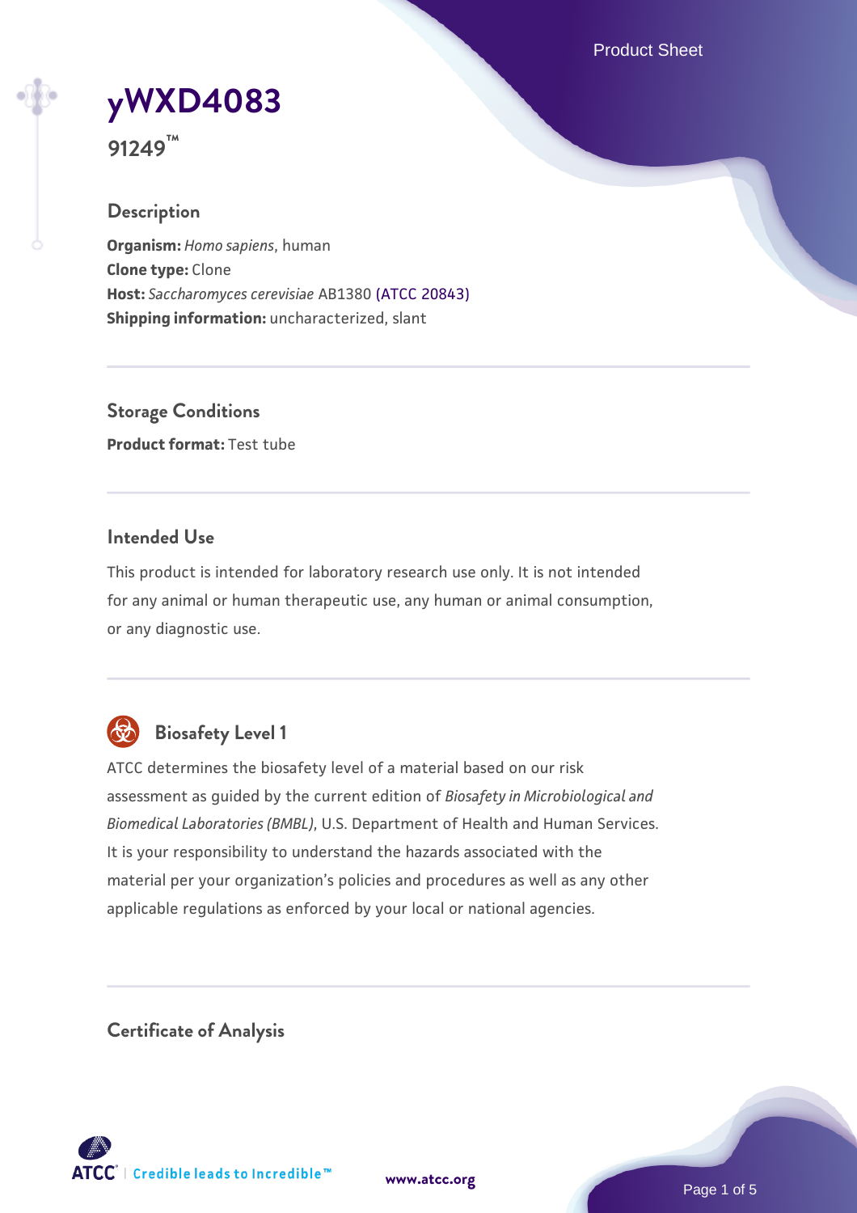# yWXD4083

**91249™**

## Description

**Organism:** *Homo sapiens*, human
**Clone type:** Clone
**Host:** *Saccharomyces cerevisiae* AB1380 (ATCC 20843)
**Shipping information:** uncharacterized, slant

## Storage Conditions

**Product format:** Test tube

## Intended Use

This product is intended for laboratory research use only. It is not intended for any animal or human therapeutic use, any human or animal consumption, or any diagnostic use.

## Biosafety Level 1

ATCC determines the biosafety level of a material based on our risk assessment as guided by the current edition of *Biosafety in Microbiological and Biomedical Laboratories (BMBL)*, U.S. Department of Health and Human Services. It is your responsibility to understand the hazards associated with the material per your organization's policies and procedures as well as any other applicable regulations as enforced by your local or national agencies.

## Certificate of Analysis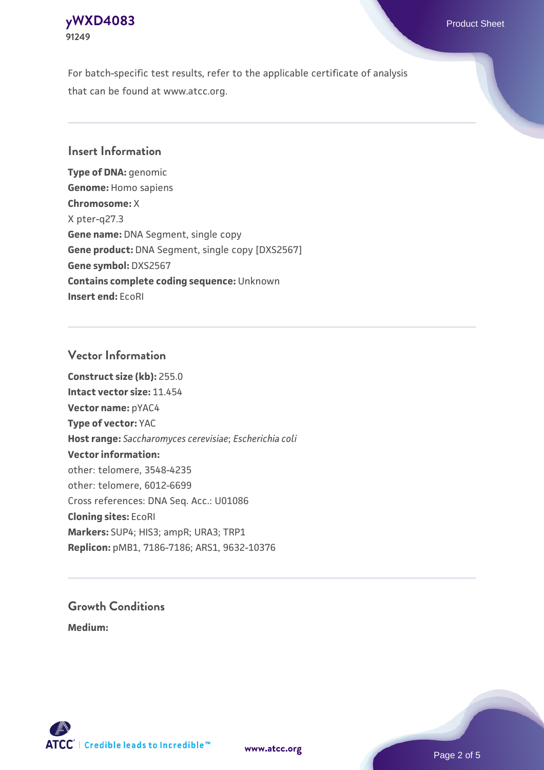For batch-specific test results, refer to the applicable certificate of analysis that can be found at www.atcc.org.

## Insert Information

**Type of DNA:** genomic
**Genome:** Homo sapiens
**Chromosome:** X
X pter-q27.3
**Gene name:** DNA Segment, single copy
**Gene product:** DNA Segment, single copy [DXS2567]
**Gene symbol:** DXS2567
**Contains complete coding sequence:** Unknown
**Insert end:** EcoRI

## Vector Information

**Construct size (kb):** 255.0
**Intact vector size:** 11.454
**Vector name:** pYAC4
**Type of vector:** YAC
**Host range:** *Saccharomyces cerevisiae*; *Escherichia coli*
**Vector information:**
other: telomere, 3548-4235
other: telomere, 6012-6699
Cross references: DNA Seq. Acc.: U01086
**Cloning sites:** EcoRI
**Markers:** SUP4; HIS3; ampR; URA3; TRP1
**Replicon:** pMB1, 7186-7186; ARS1, 9632-10376

## Growth Conditions

**Medium:**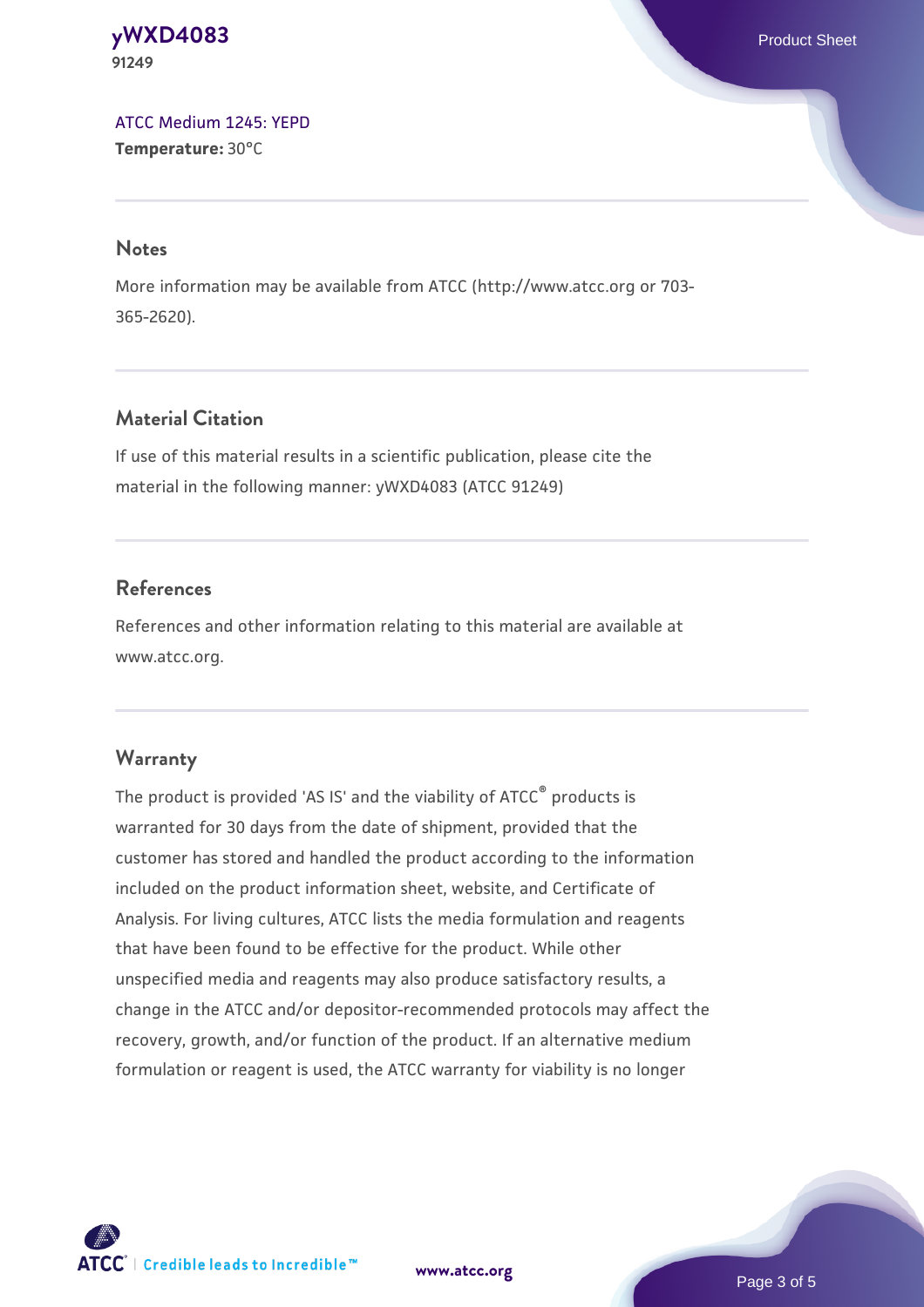[ATCC Medium 1245: YEPD](#)
**Temperature:** 30°C

## Notes

More information may be available from ATCC (http://www.atcc.org or 703-365-2620).

## Material Citation

If use of this material results in a scientific publication, please cite the material in the following manner: yWXD4083 (ATCC 91249)

## References

References and other information relating to this material are available at www.atcc.org.

## Warranty

The product is provided 'AS IS' and the viability of ATCC® products is warranted for 30 days from the date of shipment, provided that the customer has stored and handled the product according to the information included on the product information sheet, website, and Certificate of Analysis. For living cultures, ATCC lists the media formulation and reagents that have been found to be effective for the product. While other unspecified media and reagents may also produce satisfactory results, a change in the ATCC and/or depositor-recommended protocols may affect the recovery, growth, and/or function of the product. If an alternative medium formulation or reagent is used, the ATCC warranty for viability is no longer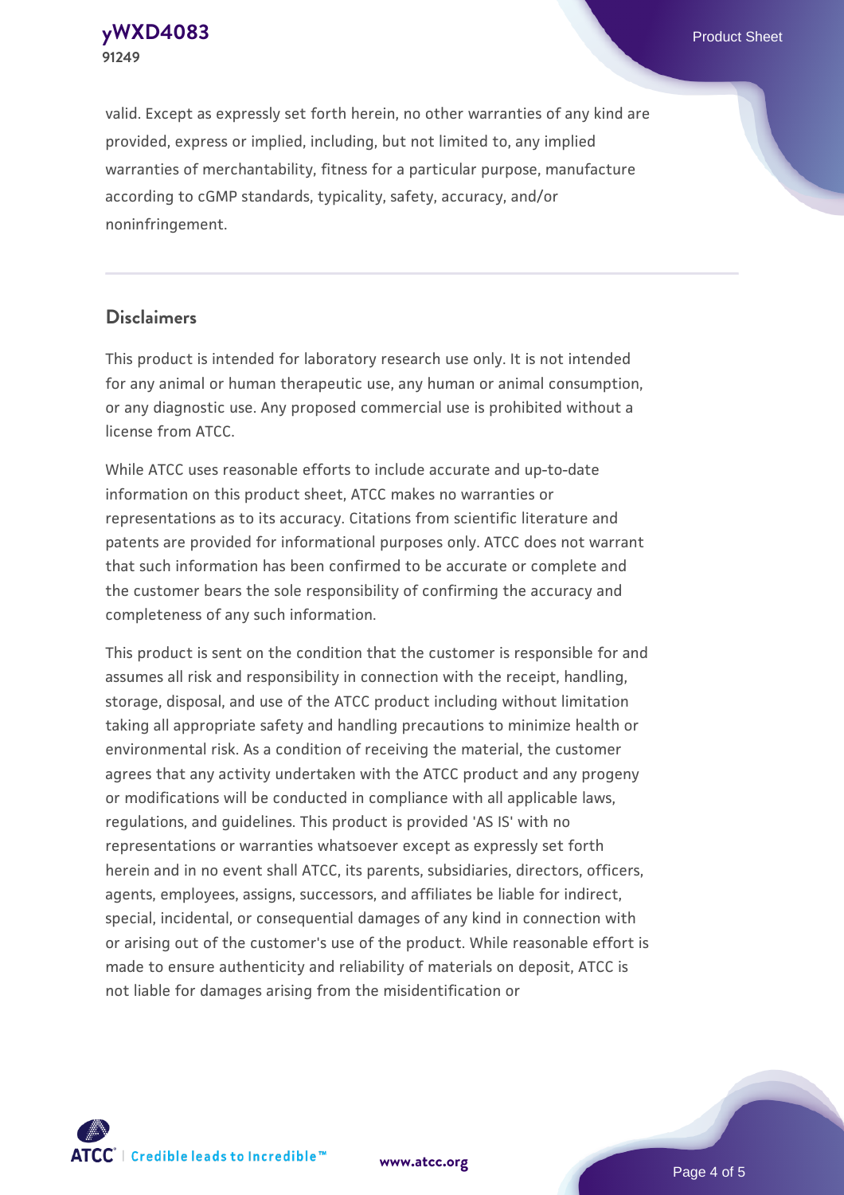valid. Except as expressly set forth herein, no other warranties of any kind are provided, express or implied, including, but not limited to, any implied warranties of merchantability, fitness for a particular purpose, manufacture according to cGMP standards, typicality, safety, accuracy, and/or noninfringement.

## Disclaimers

This product is intended for laboratory research use only. It is not intended for any animal or human therapeutic use, any human or animal consumption, or any diagnostic use. Any proposed commercial use is prohibited without a license from ATCC.

While ATCC uses reasonable efforts to include accurate and up-to-date information on this product sheet, ATCC makes no warranties or representations as to its accuracy. Citations from scientific literature and patents are provided for informational purposes only. ATCC does not warrant that such information has been confirmed to be accurate or complete and the customer bears the sole responsibility of confirming the accuracy and completeness of any such information.

This product is sent on the condition that the customer is responsible for and assumes all risk and responsibility in connection with the receipt, handling, storage, disposal, and use of the ATCC product including without limitation taking all appropriate safety and handling precautions to minimize health or environmental risk. As a condition of receiving the material, the customer agrees that any activity undertaken with the ATCC product and any progeny or modifications will be conducted in compliance with all applicable laws, regulations, and guidelines. This product is provided 'AS IS' with no representations or warranties whatsoever except as expressly set forth herein and in no event shall ATCC, its parents, subsidiaries, directors, officers, agents, employees, assigns, successors, and affiliates be liable for indirect, special, incidental, or consequential damages of any kind in connection with or arising out of the customer's use of the product. While reasonable effort is made to ensure authenticity and reliability of materials on deposit, ATCC is not liable for damages arising from the misidentification or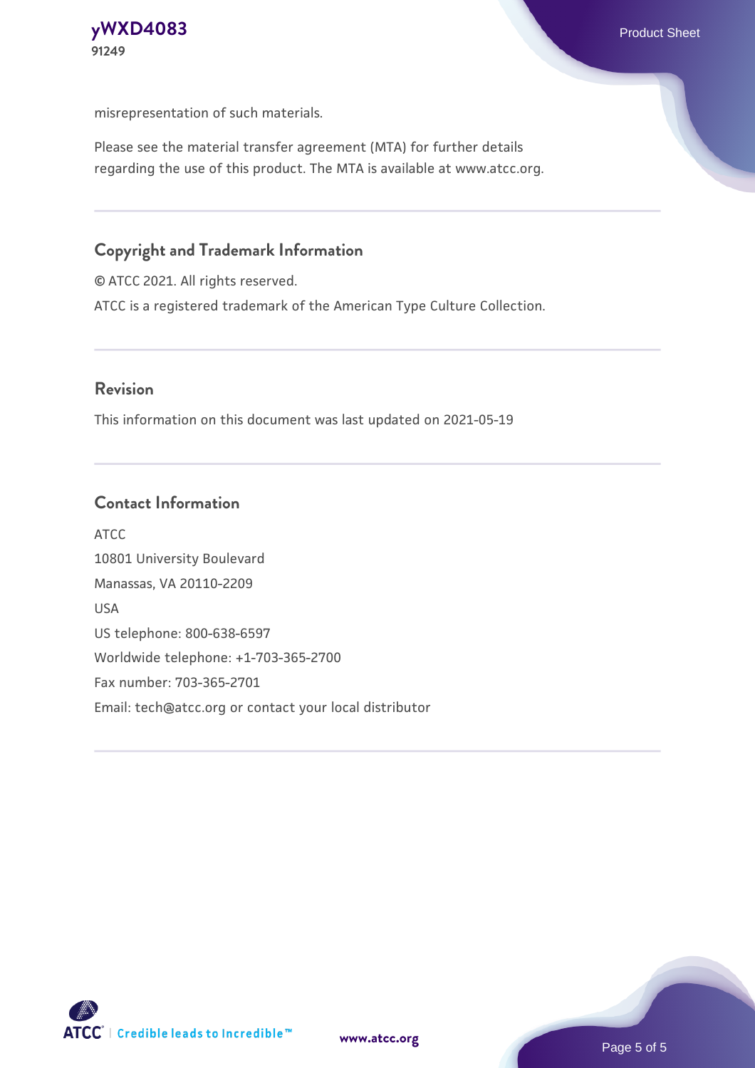misrepresentation of such materials.

Please see the material transfer agreement (MTA) for further details regarding the use of this product. The MTA is available at www.atcc.org.

## Copyright and Trademark Information

© ATCC 2021. All rights reserved.

ATCC is a registered trademark of the American Type Culture Collection.

## Revision

This information on this document was last updated on 2021-05-19

## Contact Information

ATCC
10801 University Boulevard
Manassas, VA 20110-2209
USA
US telephone: 800-638-6597
Worldwide telephone: +1-703-365-2700
Fax number: 703-365-2701
Email: tech@atcc.org or contact your local distributor